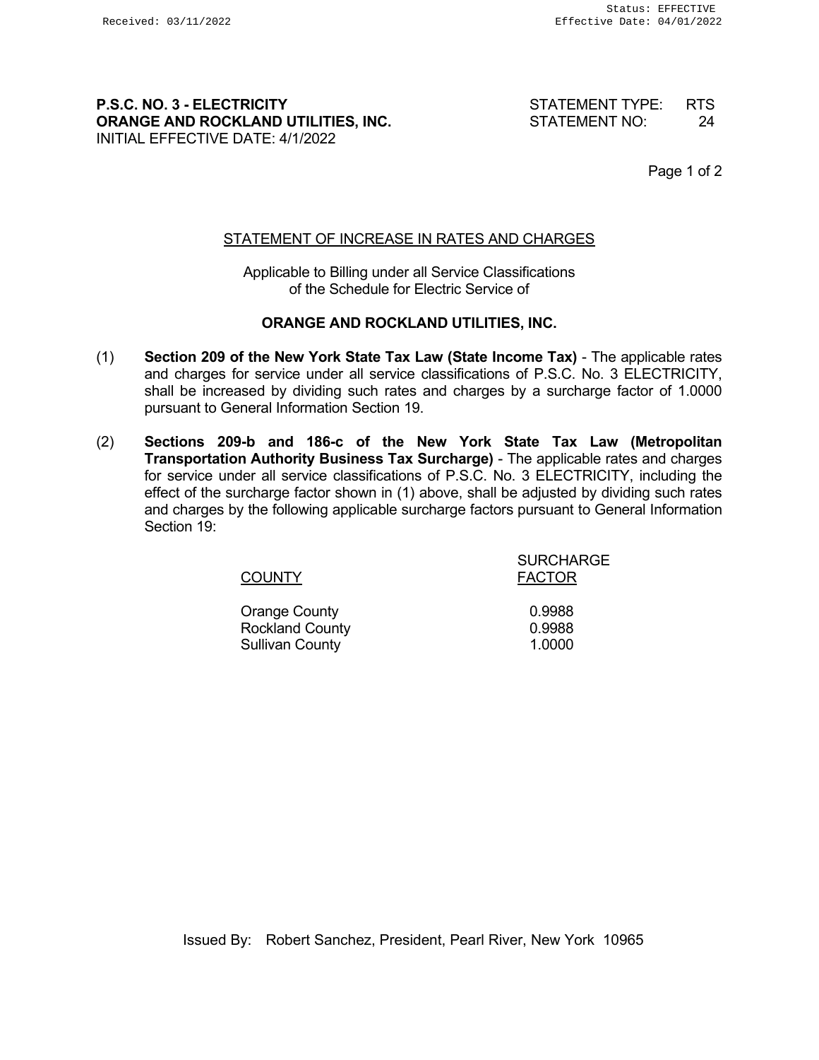**P.S.C. NO. 3 - ELECTRICITY**
**ORANGE AND ROCKLAND UTILITIES, INC.**
INITIAL EFFECTIVE DATE: 4/1/2022

STATEMENT TYPE: RTS
STATEMENT NO: 24

## STATEMENT OF INCREASE IN RATES AND CHARGES

Applicable to Billing under all Service Classifications of the Schedule for Electric Service of

**ORANGE AND ROCKLAND UTILITIES, INC.**

(1) **Section 209 of the New York State Tax Law (State Income Tax)** - The applicable rates and charges for service under all service classifications of P.S.C. No. 3 ELECTRICITY, shall be increased by dividing such rates and charges by a surcharge factor of 1.0000 pursuant to General Information Section 19.

(2) **Sections 209-b and 186-c of the New York State Tax Law (Metropolitan Transportation Authority Business Tax Surcharge)** - The applicable rates and charges for service under all service classifications of P.S.C. No. 3 ELECTRICITY, including the effect of the surcharge factor shown in (1) above, shall be adjusted by dividing such rates and charges by the following applicable surcharge factors pursuant to General Information Section 19:

| COUNTY | SURCHARGE FACTOR |
|---|---|
| Orange County | 0.9988 |
| Rockland County | 0.9988 |
| Sullivan County | 1.0000 |

Issued By: Robert Sanchez, President, Pearl River, New York 10965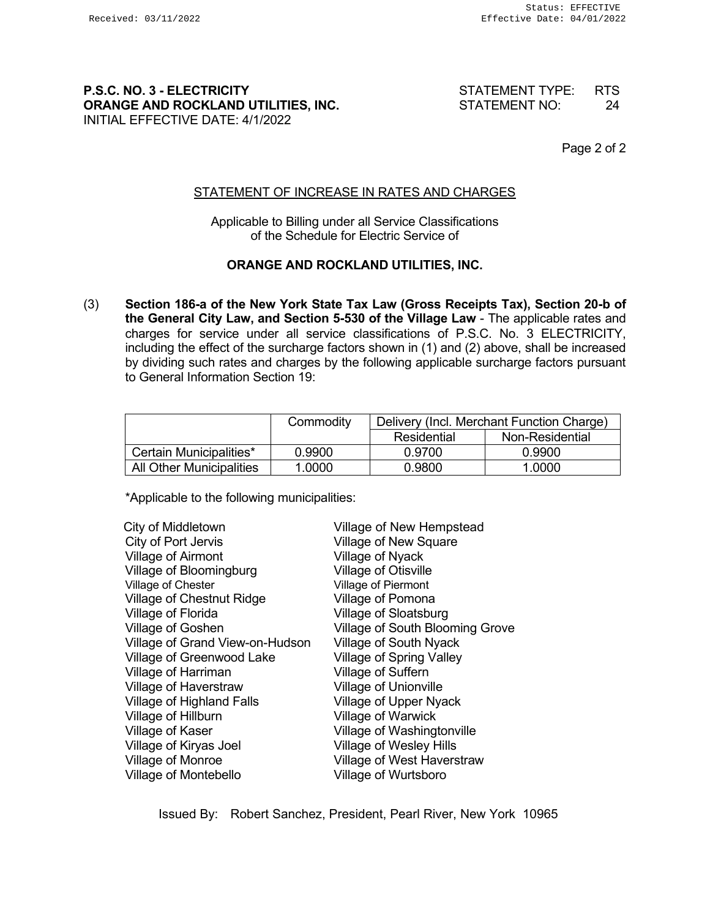**P.S.C. NO. 3 - ELECTRICITY**
**ORANGE AND ROCKLAND UTILITIES, INC.**
INITIAL EFFECTIVE DATE: 4/1/2022

STATEMENT TYPE: RTS
STATEMENT NO: 24

STATEMENT OF INCREASE IN RATES AND CHARGES

Applicable to Billing under all Service Classifications of the Schedule for Electric Service of

**ORANGE AND ROCKLAND UTILITIES, INC.**

(3) **Section 186-a of the New York State Tax Law (Gross Receipts Tax), Section 20-b of the General City Law, and Section 5-530 of the Village Law** - The applicable rates and charges for service under all service classifications of P.S.C. No. 3 ELECTRICITY, including the effect of the surcharge factors shown in (1) and (2) above, shall be increased by dividing such rates and charges by the following applicable surcharge factors pursuant to General Information Section 19:

| | Commodity | Delivery (Incl. Merchant Function Charge) | |
|---|---|---|---|
| | | Residential | Non-Residential |
| Certain Municipalities* | 0.9900 | 0.9700 | 0.9900 |
| All Other Municipalities | 1.0000 | 0.9800 | 1.0000 |

*Applicable to the following municipalities:

- City of Middletown
- City of Port Jervis
- Village of Airmont
- Village of Bloomingburg
- Village of Chester
- Village of Chestnut Ridge
- Village of Florida
- Village of Goshen
- Village of Grand View-on-Hudson
- Village of Greenwood Lake
- Village of Harriman
- Village of Haverstraw
- Village of Highland Falls
- Village of Hillburn
- Village of Kaser
- Village of Kiryas Joel
- Village of Monroe
- Village of Montebello
- Village of New Hempstead
- Village of New Square
- Village of Nyack
- Village of Otisville
- Village of Piermont
- Village of Pomona
- Village of Sloatsburg
- Village of South Blooming Grove
- Village of South Nyack
- Village of Spring Valley
- Village of Suffern
- Village of Unionville
- Village of Upper Nyack
- Village of Warwick
- Village of Washingtonville
- Village of Wesley Hills
- Village of West Haverstraw
- Village of Wurtsboro

Issued By: Robert Sanchez, President, Pearl River, New York 10965